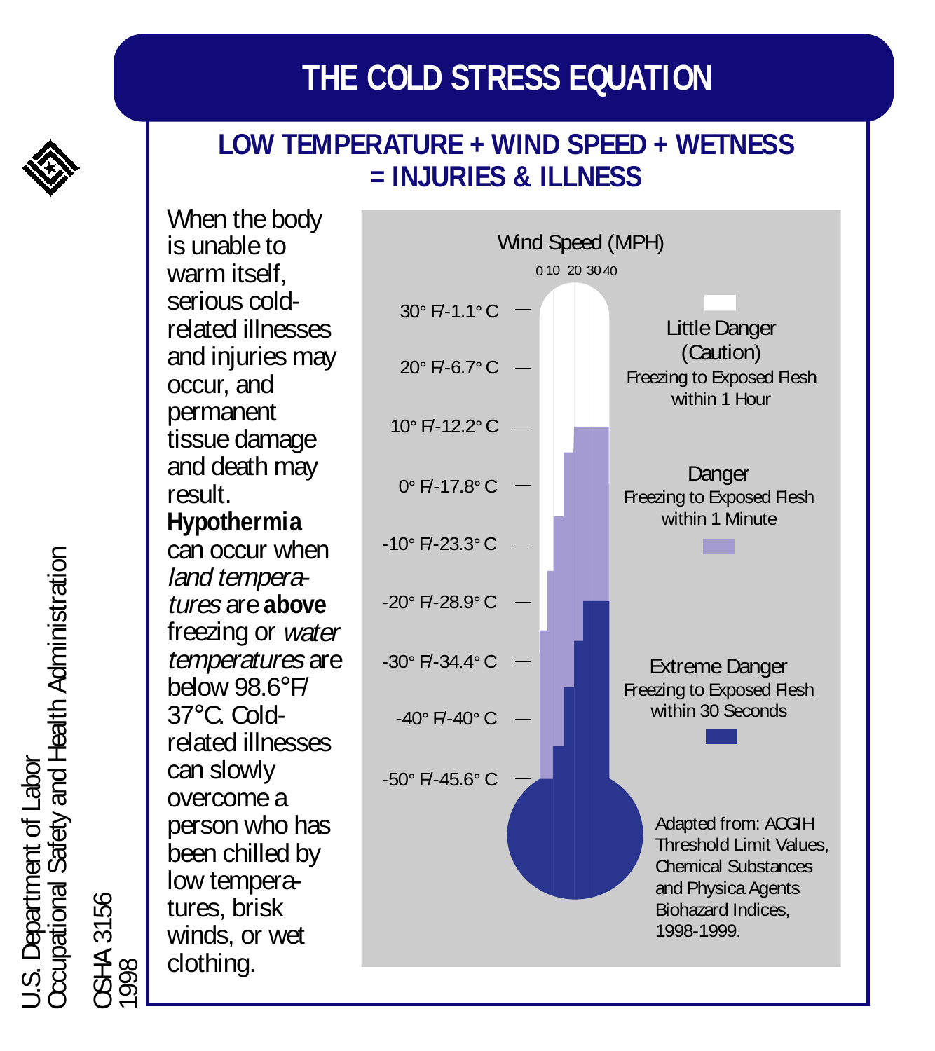# THE COLD STRESS EQUATION

## LOW TEMPERATURE + WIND SPEED + WETNESS = INJURIES & ILLNESS

When the body is unable to warm itself, serious cold-related illnesses and injuries may occur, and permanent tissue damage and death may result. **Hypothermia** can occur when *land temperatures* are **above** freezing or *water temperatures* are below 98.6°F/37°C. Cold-related illnesses can slowly overcome a person who has been chilled by low temperatures, brisk winds, or wet clothing.

Wind Speed (MPH)

0 10 20 30 40

30° F/-1.1° C

20° F/-6.7° C

10° F/-12.2° C

0° F/-17.8° C

-10° F/-23.3° C

-20° F/-28.9° C

-30° F/-34.4° C

-40° F/-40° C

-50° F/-45.6° C

Little Danger (Caution)
Freezing to Exposed Flesh within 1 Hour

Danger
Freezing to Exposed Flesh within 1 Minute

Extreme Danger
Freezing to Exposed Flesh within 30 Seconds

Adapted from: ACGIH Threshold Limit Values, Chemical Substances and Physica Agents Biohazard Indices, 1998-1999.

U.S. Department of Labor
Occupational Safety and Health Administration

OSHA 3156
1998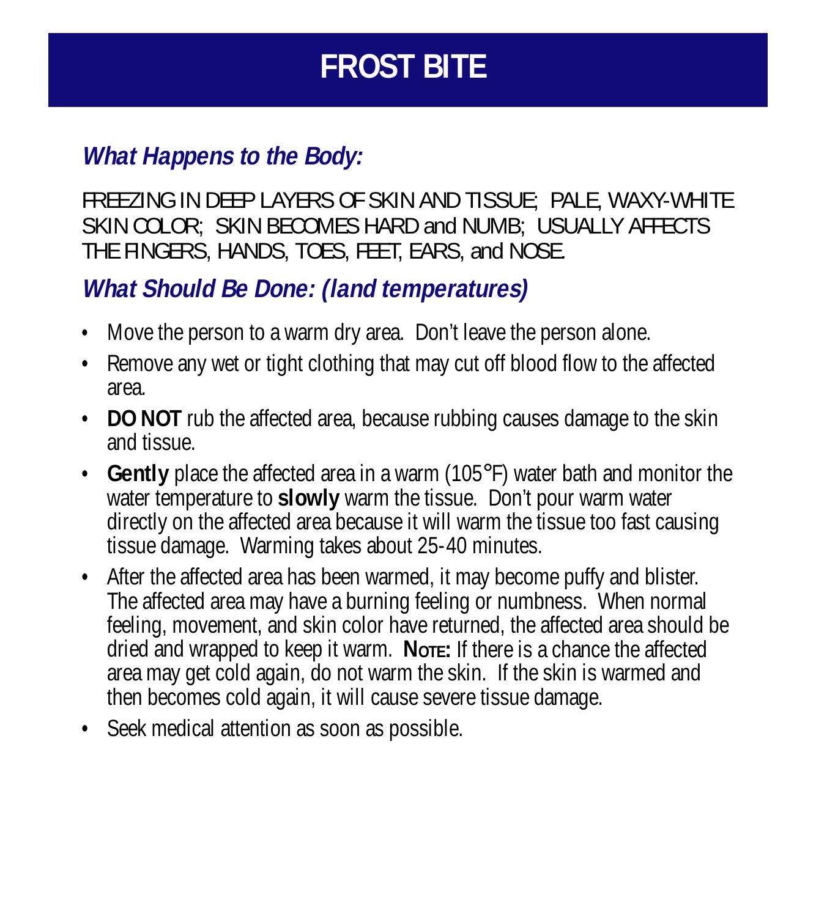# FROST BITE

## *What Happens to the Body:*

FREEZING IN DEEP LAYERS OF SKIN AND TISSUE; PALE, WAXY-WHITE SKIN COLOR; SKIN BECOMES HARD and NUMB; USUALLY AFFECTS THE FINGERS, HANDS, TOES, FEET, EARS, and NOSE.

## *What Should Be Done: (land temperatures)*

- Move the person to a warm dry area. Don't leave the person alone.
- Remove any wet or tight clothing that may cut off blood flow to the affected area.
- **DO NOT** rub the affected area, because rubbing causes damage to the skin and tissue.
- **Gently** place the affected area in a warm (105°F) water bath and monitor the water temperature to **slowly** warm the tissue. Don't pour warm water directly on the affected area because it will warm the tissue too fast causing tissue damage. Warming takes about 25-40 minutes.
- After the affected area has been warmed, it may become puffy and blister. The affected area may have a burning feeling or numbness. When normal feeling, movement, and skin color have returned, the affected area should be dried and wrapped to keep it warm. **Note:** If there is a chance the affected area may get cold again, do not warm the skin. If the skin is warmed and then becomes cold again, it will cause severe tissue damage.
- Seek medical attention as soon as possible.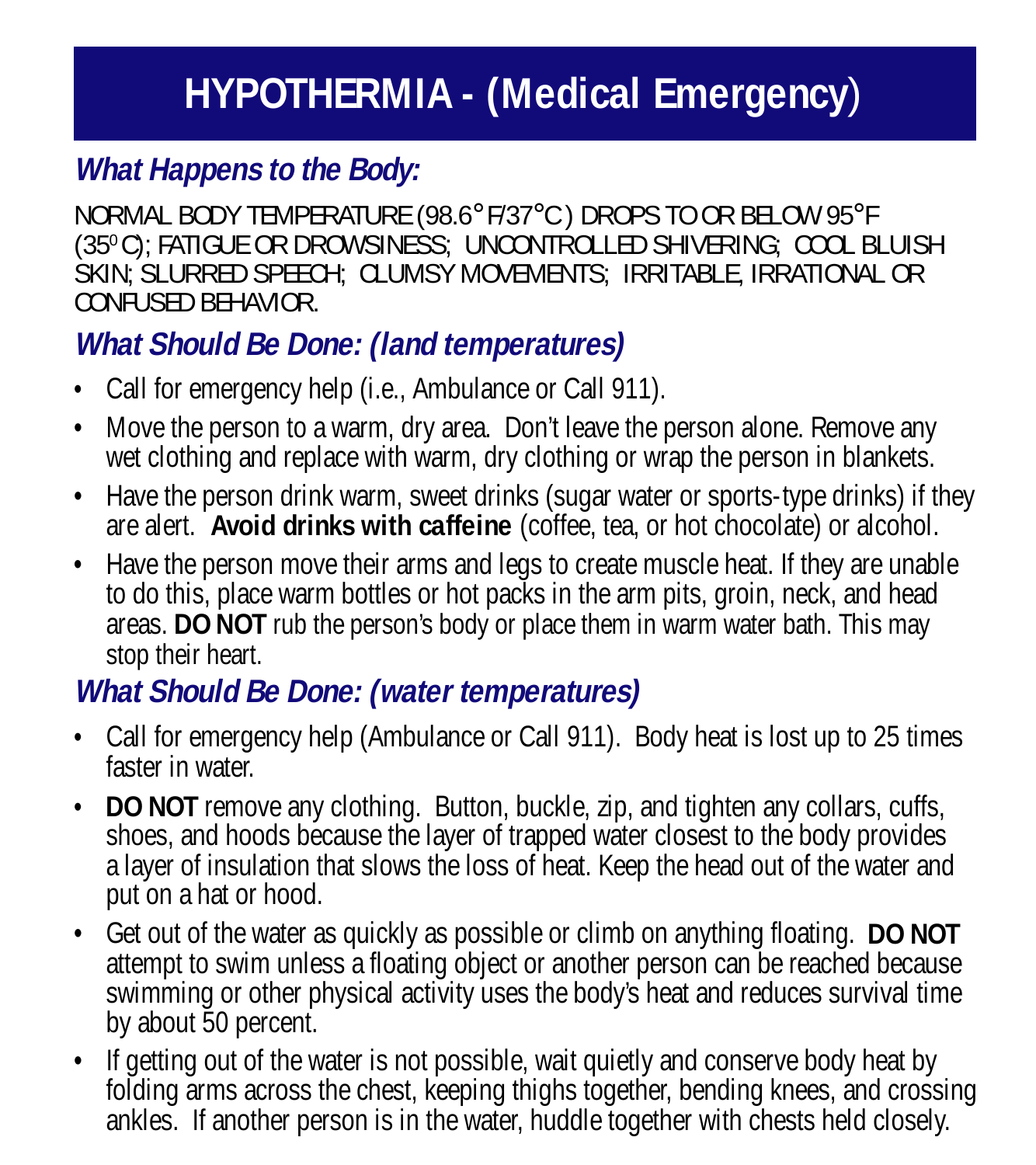# HYPOTHERMIA - (Medical Emergency)

## *What Happens to the Body:*

NORMAL BODY TEMPERATURE (98.6° F/37° C) DROPS TO OR BELOW 95° F (35° C); FATIGUE OR DROWSINESS; UNCONTROLLED SHIVERING; COOL BLUISH SKIN; SLURRED SPEECH; CLUMSY MOVEMENTS; IRRITABLE, IRRATIONAL OR CONFUSED BEHAVIOR.

## *What Should Be Done: (land temperatures)*

- Call for emergency help (i.e., Ambulance or Call 911).
- Move the person to a warm, dry area. Don't leave the person alone. Remove any wet clothing and replace with warm, dry clothing or wrap the person in blankets.
- Have the person drink warm, sweet drinks (sugar water or sports-type drinks) if they are alert. **Avoid drinks with caffeine** (coffee, tea, or hot chocolate) or alcohol.
- Have the person move their arms and legs to create muscle heat. If they are unable to do this, place warm bottles or hot packs in the arm pits, groin, neck, and head areas. **DO NOT** rub the person's body or place them in warm water bath. This may stop their heart.

## *What Should Be Done: (water temperatures)*

- Call for emergency help (Ambulance or Call 911). Body heat is lost up to 25 times faster in water.
- **DO NOT** remove any clothing. Button, buckle, zip, and tighten any collars, cuffs, shoes, and hoods because the layer of trapped water closest to the body provides a layer of insulation that slows the loss of heat. Keep the head out of the water and put on a hat or hood.
- Get out of the water as quickly as possible or climb on anything floating. **DO NOT** attempt to swim unless a floating object or another person can be reached because swimming or other physical activity uses the body's heat and reduces survival time by about 50 percent.
- If getting out of the water is not possible, wait quietly and conserve body heat by folding arms across the chest, keeping thighs together, bending knees, and crossing ankles. If another person is in the water, huddle together with chests held closely.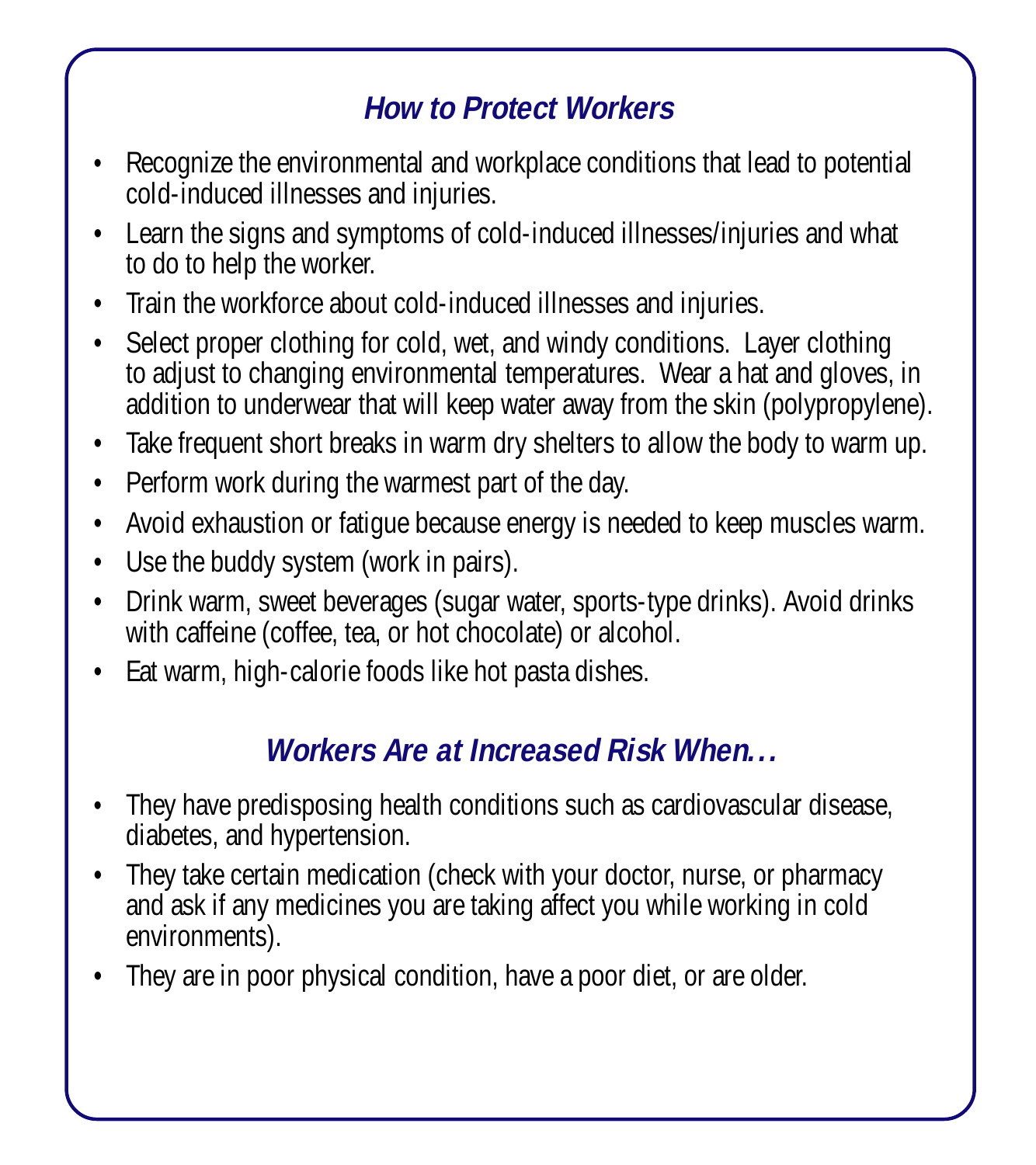## *How to Protect Workers*

- Recognize the environmental and workplace conditions that lead to potential cold-induced illnesses and injuries.
- Learn the signs and symptoms of cold-induced illnesses/injuries and what to do to help the worker.
- Train the workforce about cold-induced illnesses and injuries.
- Select proper clothing for cold, wet, and windy conditions. Layer clothing to adjust to changing environmental temperatures. Wear a hat and gloves, in addition to underwear that will keep water away from the skin (polypropylene).
- Take frequent short breaks in warm dry shelters to allow the body to warm up.
- Perform work during the warmest part of the day.
- Avoid exhaustion or fatigue because energy is needed to keep muscles warm.
- Use the buddy system (work in pairs).
- Drink warm, sweet beverages (sugar water, sports-type drinks). Avoid drinks with caffeine (coffee, tea, or hot chocolate) or alcohol.
- Eat warm, high-calorie foods like hot pasta dishes.

## *Workers Are at Increased Risk When…*

- They have predisposing health conditions such as cardiovascular disease, diabetes, and hypertension.
- They take certain medication (check with your doctor, nurse, or pharmacy and ask if any medicines you are taking affect you while working in cold environments).
- They are in poor physical condition, have a poor diet, or are older.